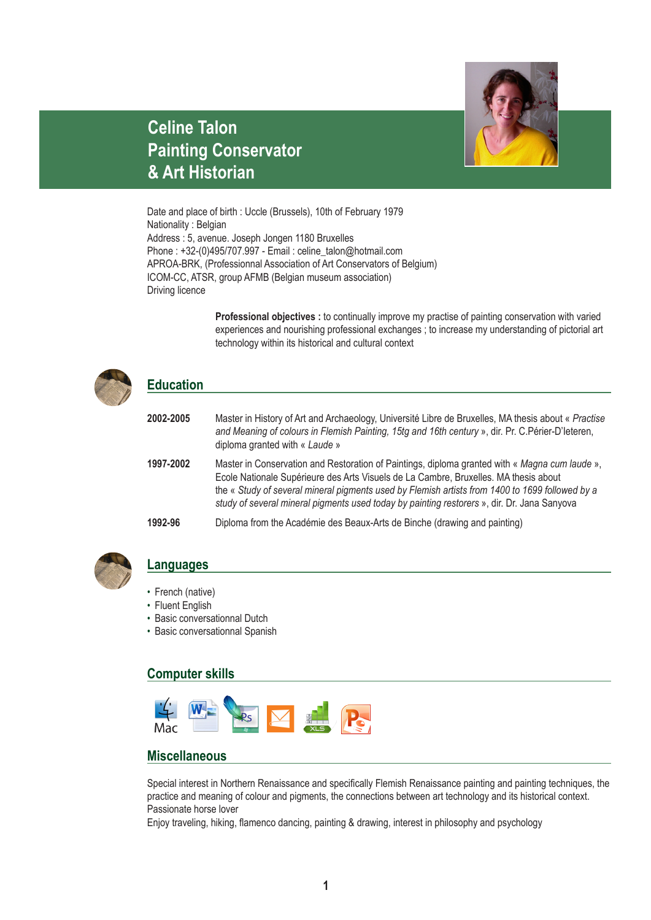# Celine Talon
# Painting Conservator
# & Art Historian

Date and place of birth : Uccle (Brussels), 10th of February 1979
Nationality : Belgian
Address : 5, avenue. Joseph Jongen 1180 Bruxelles
Phone : +32-(0)495/707.997 - Email : celine_talon@hotmail.com
APROA-BRK, (Professionnal Association of Art Conservators of Belgium)
ICOM-CC, ATSR, group AFMB (Belgian museum association)
Driving licence

**Professional objectives :** to continually improve my practise of painting conservation with varied experiences and nourishing professional exchanges ; to increase my understanding of pictorial art technology within its historical and cultural context

## Education

**2002-2005** Master in History of Art and Archaeology, Université Libre de Bruxelles, MA thesis about « *Practise and Meaning of colours in Flemish Painting, 15tg and 16th century* », dir. Pr. C.Périer-D'leteren, diploma granted with « *Laude* »

**1997-2002** Master in Conservation and Restoration of Paintings, diploma granted with « *Magna cum laude* », Ecole Nationale Supérieure des Arts Visuels de La Cambre, Bruxelles. MA thesis about the « *Study of several mineral pigments used by Flemish artists from 1400 to 1699 followed by a study of several mineral pigments used today by painting restorers* », dir. Dr. Jana Sanyova

**1992-96** Diploma from the Académie des Beaux-Arts de Binche (drawing and painting)

## Languages

- French (native)
- Fluent English
- Basic conversationnal Dutch
- Basic conversationnal Spanish

## Computer skills

Mac

## Miscellaneous

Special interest in Northern Renaissance and specifically Flemish Renaissance painting and painting techniques, the practice and meaning of colour and pigments, the connections between art technology and its historical context.
Passionate horse lover
Enjoy traveling, hiking, flamenco dancing, painting & drawing, interest in philosophy and psychology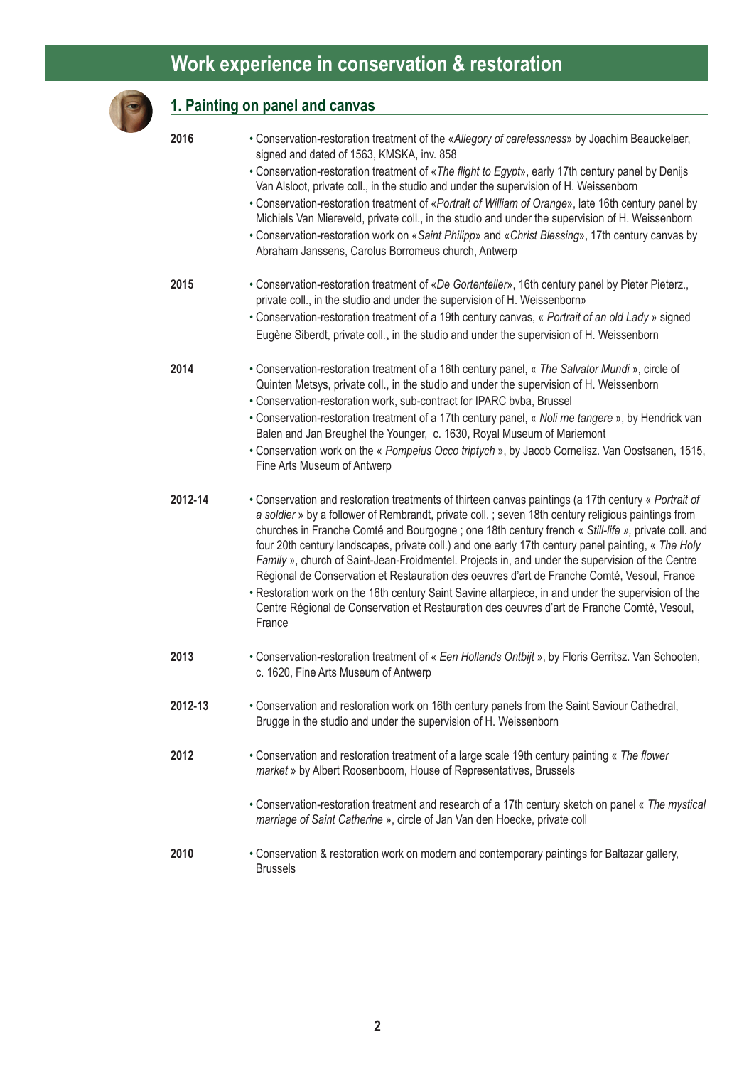# Work experience in conservation & restoration

## 1. Painting on panel and canvas

**2016**

- Conservation-restoration treatment of the «*Allegory of carelessness*» by Joachim Beauckelaer, signed and dated of 1563, KMSKA, inv. 858
- Conservation-restoration treatment of «*The flight to Egypt*», early 17th century panel by Denijs Van Alsloot, private coll., in the studio and under the supervision of H. Weissenborn
- Conservation-restoration treatment of «*Portrait of William of Orange*», late 16th century panel by Michiels Van Miereveld, private coll., in the studio and under the supervision of H. Weissenborn
- Conservation-restoration work on «*Saint Philipp*» and «*Christ Blessing*», 17th century canvas by Abraham Janssens, Carolus Borromeus church, Antwerp

**2015**

- Conservation-restoration treatment of «*De Gortenteller*», 16th century panel by Pieter Pieterz., private coll., in the studio and under the supervision of H. Weissenborn»
- Conservation-restoration treatment of a 19th century canvas, « *Portrait of an old Lady* » signed Eugène Siberdt, private coll., in the studio and under the supervision of H. Weissenborn

**2014**

- Conservation-restoration treatment of a 16th century panel, « *The Salvator Mundi* », circle of Quinten Metsys, private coll., in the studio and under the supervision of H. Weissenborn
- Conservation-restoration work, sub-contract for IPARC bvba, Brussel
- Conservation-restoration treatment of a 17th century panel, « *Noli me tangere* », by Hendrick van Balen and Jan Breughel the Younger, c. 1630, Royal Museum of Mariemont
- Conservation work on the « *Pompeius Occo triptych* », by Jacob Cornelisz. Van Oostsanen, 1515, Fine Arts Museum of Antwerp

**2012-14**

- Conservation and restoration treatments of thirteen canvas paintings (a 17th century « *Portrait of a soldier* » by a follower of Rembrandt, private coll. ; seven 18th century religious paintings from churches in Franche Comté and Bourgogne ; one 18th century french « *Still-life »,* private coll. and four 20th century landscapes, private coll.) and one early 17th century panel painting, « *The Holy Family* », church of Saint-Jean-Froidmentel. Projects in, and under the supervision of the Centre Régional de Conservation et Restauration des oeuvres d'art de Franche Comté, Vesoul, France
- Restoration work on the 16th century Saint Savine altarpiece, in and under the supervision of the Centre Régional de Conservation et Restauration des oeuvres d'art de Franche Comté, Vesoul, France

**2013**

- Conservation-restoration treatment of « *Een Hollands Ontbijt* », by Floris Gerritsz. Van Schooten, c. 1620, Fine Arts Museum of Antwerp

**2012-13**

- Conservation and restoration work on 16th century panels from the Saint Saviour Cathedral, Brugge in the studio and under the supervision of H. Weissenborn

**2012**

- Conservation and restoration treatment of a large scale 19th century painting « *The flower market* » by Albert Roosenboom, House of Representatives, Brussels
- Conservation-restoration treatment and research of a 17th century sketch on panel « *The mystical marriage of Saint Catherine* », circle of Jan Van den Hoecke, private coll

**2010**

- Conservation & restoration work on modern and contemporary paintings for Baltazar gallery, Brussels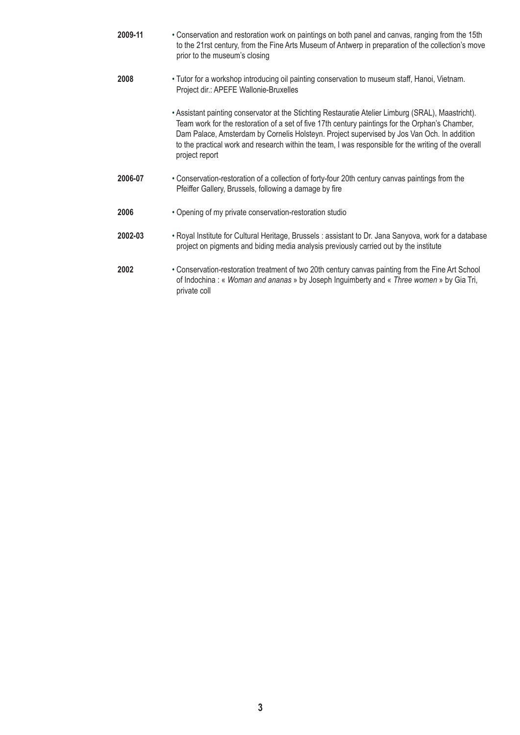**2009-11** • Conservation and restoration work on paintings on both panel and canvas, ranging from the 15th to the 21rst century, from the Fine Arts Museum of Antwerp in preparation of the collection's move prior to the museum's closing

**2008** • Tutor for a workshop introducing oil painting conservation to museum staff, Hanoi, Vietnam. Project dir.: APEFE Wallonie-Bruxelles

• Assistant painting conservator at the Stichting Restauratie Atelier Limburg (SRAL), Maastricht). Team work for the restoration of a set of five 17th century paintings for the Orphan's Chamber, Dam Palace, Amsterdam by Cornelis Holsteyn. Project supervised by Jos Van Och. In addition to the practical work and research within the team, I was responsible for the writing of the overall project report

**2006-07** • Conservation-restoration of a collection of forty-four 20th century canvas paintings from the Pfeiffer Gallery, Brussels, following a damage by fire

**2006** • Opening of my private conservation-restoration studio

**2002-03** • Royal Institute for Cultural Heritage, Brussels : assistant to Dr. Jana Sanyova, work for a database project on pigments and biding media analysis previously carried out by the institute

**2002** • Conservation-restoration treatment of two 20th century canvas painting from the Fine Art School of Indochina : « *Woman and ananas* » by Joseph Inguimberty and « *Three women* » by Gia Tri, private coll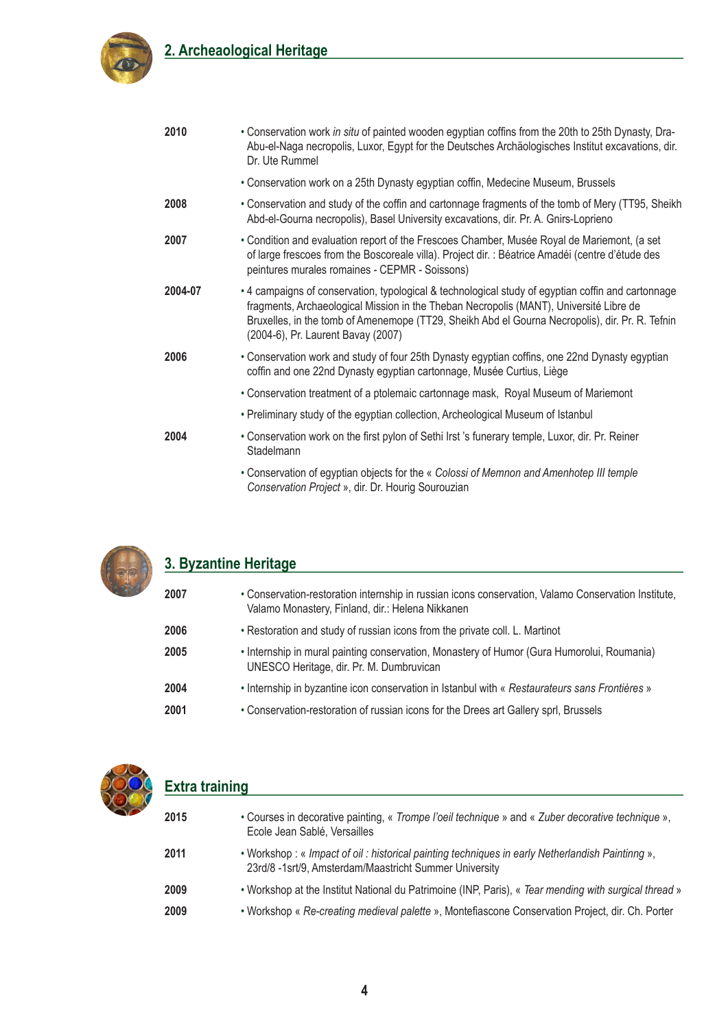## 2. Archeaological Heritage

| | |
|---|---|
| **2010** | • Conservation work *in situ* of painted wooden egyptian coffins from the 20th to 25th Dynasty, Dra-Abu-el-Naga necropolis, Luxor, Egypt for the Deutsches Archäologisches Institut excavations, dir. Dr. Ute Rummel |
| | • Conservation work on a 25th Dynasty egyptian coffin, Medecine Museum, Brussels |
| **2008** | • Conservation and study of the coffin and cartonnage fragments of the tomb of Mery (TT95, Sheikh Abd-el-Gourna necropolis), Basel University excavations, dir. Pr. A. Gnirs-Loprieno |
| **2007** | • Condition and evaluation report of the Frescoes Chamber, Musée Royal de Mariemont, (a set of large frescoes from the Boscoreale villa). Project dir. : Béatrice Amadéi (centre d'étude des peintures murales romaines - CEPMR - Soissons) |
| **2004-07** | • 4 campaigns of conservation, typological & technological study of egyptian coffin and cartonnage fragments, Archaeological Mission in the Theban Necropolis (MANT), Université Libre de Bruxelles, in the tomb of Amenemope (TT29, Sheikh Abd el Gourna Necropolis), dir. Pr. R. Tefnin (2004-6), Pr. Laurent Bavay (2007) |
| **2006** | • Conservation work and study of four 25th Dynasty egyptian coffins, one 22nd Dynasty egyptian coffin and one 22nd Dynasty egyptian cartonnage, Musée Curtius, Liège |
| | • Conservation treatment of a ptolemaic cartonnage mask, Royal Museum of Mariemont |
| | • Preliminary study of the egyptian collection, Archeological Museum of Istanbul |
| **2004** | • Conservation work on the first pylon of Sethi Irst 's funerary temple, Luxor, dir. Pr. Reiner Stadelmann |
| | • Conservation of egyptian objects for the « *Colossi of Memnon and Amenhotep III temple Conservation Project* », dir. Dr. Hourig Sourouzian |

## 3. Byzantine Heritage

| | |
|---|---|
| **2007** | • Conservation-restoration internship in russian icons conservation, Valamo Conservation Institute, Valamo Monastery, Finland, dir.: Helena Nikkanen |
| **2006** | • Restoration and study of russian icons from the private coll. L. Martinot |
| **2005** | • Internship in mural painting conservation, Monastery of Humor (Gura Humorolui, Roumania) UNESCO Heritage, dir. Pr. M. Dumbruvican |
| **2004** | • Internship in byzantine icon conservation in Istanbul with « *Restaurateurs sans Frontières* » |
| **2001** | • Conservation-restoration of russian icons for the Drees art Gallery sprl, Brussels |

## Extra training

| | |
|---|---|
| **2015** | • Courses in decorative painting, « *Trompe l'oeil technique* » and « *Zuber decorative technique* », Ecole Jean Sablé, Versailles |
| **2011** | • Workshop : « *Impact of oil : historical painting techniques in early Netherlandish Paintning* », 23rd/8 -1srt/9, Amsterdam/Maastricht Summer University |
| **2009** | • Workshop at the Institut National du Patrimoine (INP, Paris), « *Tear mending with surgical thread* » |
| **2009** | • Workshop « *Re-creating medieval palette* », Montefiascone Conservation Project, dir. Ch. Porter |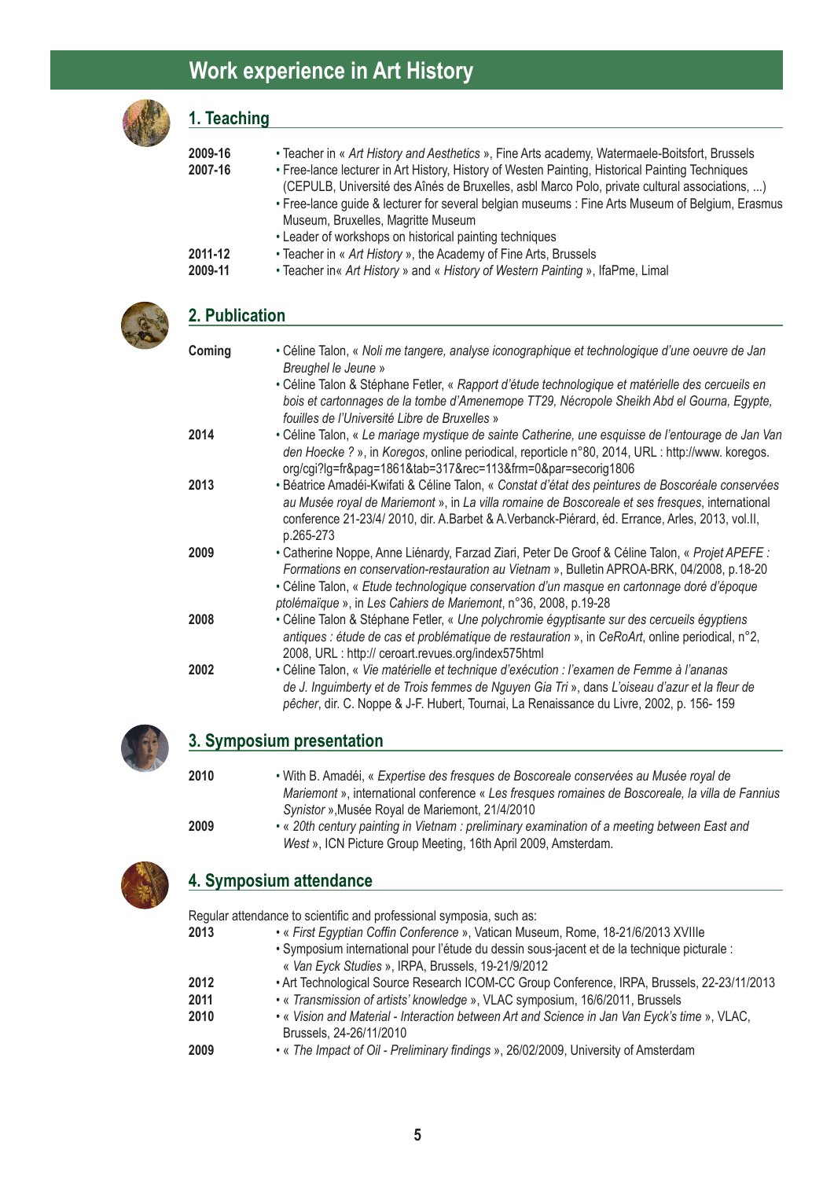# Work experience in Art History

## 1. Teaching

**2009-16** • Teacher in « *Art History and Aesthetics* », Fine Arts academy, Watermaele-Boitsfort, Brussels

**2007-16** • Free-lance lecturer in Art History, History of Westen Painting, Historical Painting Techniques (CEPULB, Université des Aînés de Bruxelles, asbl Marco Polo, private cultural associations, ...)

• Free-lance guide & lecturer for several belgian museums : Fine Arts Museum of Belgium, Erasmus Museum, Bruxelles, Magritte Museum

• Leader of workshops on historical painting techniques

**2011-12** • Teacher in « *Art History* », the Academy of Fine Arts, Brussels

**2009-11** • Teacher in« *Art History* » and « *History of Western Painting* », IfaPme, Limal

## 2. Publication

**Coming** • Céline Talon, « *Noli me tangere, analyse iconographique et technologique d'une oeuvre de Jan Breughel le Jeune* »

• Céline Talon & Stéphane Fetler, « *Rapport d'étude technologique et matérielle des cercueils en bois et cartonnages de la tombe d'Amenemope TT29, Nécropole Sheikh Abd el Gourna, Egypte, fouilles de l'Université Libre de Bruxelles* »

**2014** • Céline Talon, « *Le mariage mystique de sainte Catherine, une esquisse de l'entourage de Jan Van den Hoecke ?* », in *Koregos*, online periodical, reporticle n°80, 2014, URL : http://www. koregos. org/cgi?lg=fr&pag=1861&tab=317&rec=113&frm=0&par=secorig1806

**2013** • Béatrice Amadéi-Kwifati & Céline Talon, « *Constat d'état des peintures de Boscoréale conservées au Musée royal de Mariemont* », in *La villa romaine de Boscoreale et ses fresques*, international conference 21-23/4/ 2010, dir. A.Barbet & A.Verbanck-Piérard, éd. Errance, Arles, 2013, vol.II, p.265-273

**2009** • Catherine Noppe, Anne Liénardy, Farzad Ziari, Peter De Groof & Céline Talon, « *Projet APEFE : Formations en conservation-restauration au Vietnam* », Bulletin APROA-BRK, 04/2008, p.18-20

• Céline Talon, « *Etude technologique conservation d'un masque en cartonnage doré d'époque ptolémaïque* », in *Les Cahiers de Mariemont*, n°36, 2008, p.19-28

**2008** • Céline Talon & Stéphane Fetler, « *Une polychromie égyptisante sur des cercueils égyptiens antiques : étude de cas et problématique de restauration* », in *CeRoArt*, online periodical, n°2, 2008, URL : http:// ceroart.revues.org/index575html

**2002** • Céline Talon, « *Vie matérielle et technique d'exécution : l'examen de Femme à l'ananas de J. Inguimberty et de Trois femmes de Nguyen Gia Tri* », dans *L'oiseau d'azur et la fleur de pêcher*, dir. C. Noppe & J-F. Hubert, Tournai, La Renaissance du Livre, 2002, p. 156- 159

## 3. Symposium presentation

**2010** • With B. Amadéi, « *Expertise des fresques de Boscoreale conservées au Musée royal de Mariemont* », international conference « *Les fresques romaines de Boscoreale, la villa de Fannius Synistor* »,Musée Royal de Mariemont, 21/4/2010

**2009** • « *20th century painting in Vietnam : preliminary examination of a meeting between East and West* », ICN Picture Group Meeting, 16th April 2009, Amsterdam.

## 4. Symposium attendance

Regular attendance to scientific and professional symposia, such as:

**2013** • « *First Egyptian Coffin Conference* », Vatican Museum, Rome, 18-21/6/2013 XVIIIe

• Symposium international pour l'étude du dessin sous-jacent et de la technique picturale : « *Van Eyck Studies* », IRPA, Brussels, 19-21/9/2012

**2012** • Art Technological Source Research ICOM-CC Group Conference, IRPA, Brussels, 22-23/11/2012

**2011** • « *Transmission of artists' knowledge* », VLAC symposium, 16/6/2011, Brussels

**2010** • « *Vision and Material - Interaction between Art and Science in Jan Van Eyck's time* », VLAC, Brussels, 24-26/11/2010

**2009** • « *The Impact of Oil - Preliminary findings* », 26/02/2009, University of Amsterdam